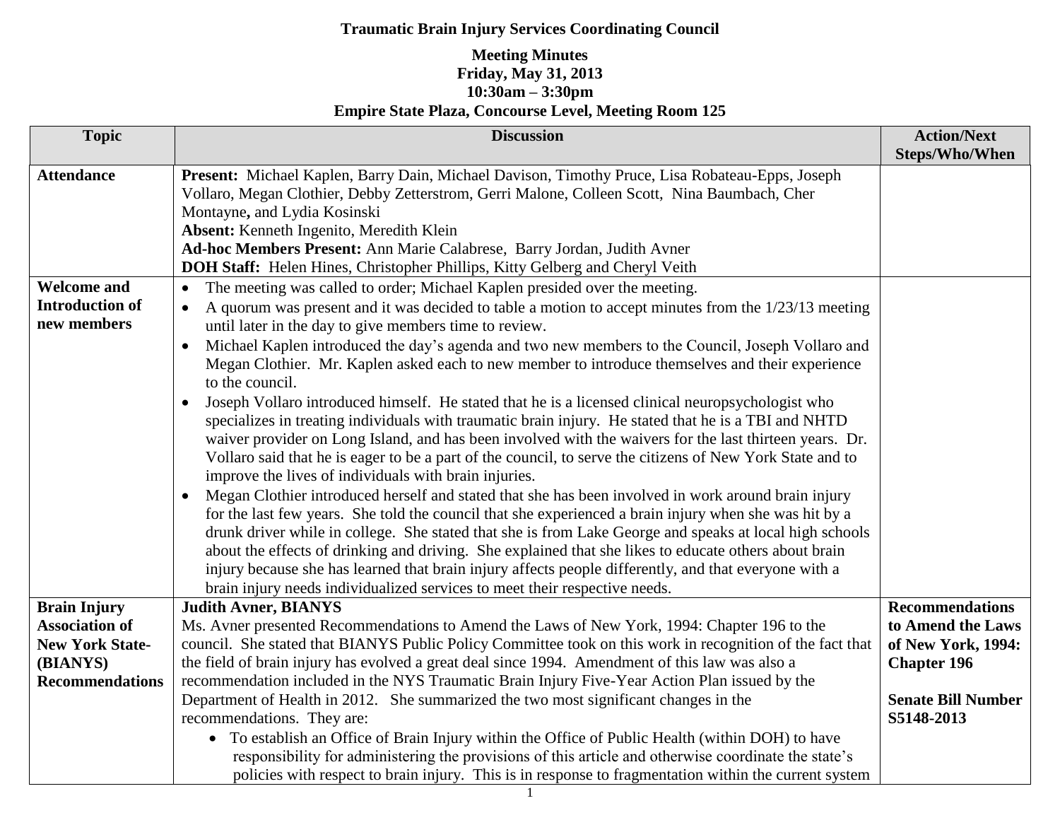**Traumatic Brain Injury Services Coordinating Council**

**Meeting Minutes**
**Friday, May 31, 2013**
**10:30am – 3:30pm**
**Empire State Plaza, Concourse Level, Meeting Room 125**

| Topic | Discussion | Action/Next Steps/Who/When |
|---|---|---|
| **Attendance** | **Present:** Michael Kaplen, Barry Dain, Michael Davison, Timothy Pruce, Lisa Robateau-Epps, Joseph Vollaro, Megan Clothier, Debby Zetterstrom, Gerri Malone, Colleen Scott, Nina Baumbach, Cher Montayne**,** and Lydia Kosinski<br>**Absent:** Kenneth Ingenito, Meredith Klein<br>**Ad-hoc Members Present:** Ann Marie Calabrese, Barry Jordan, Judith Avner<br>**DOH Staff:** Helen Hines, Christopher Phillips, Kitty Gelberg and Cheryl Veith | |
| **Welcome and Introduction of new members** | • The meeting was called to order; Michael Kaplen presided over the meeting.<br>• A quorum was present and it was decided to table a motion to accept minutes from the 1/23/13 meeting until later in the day to give members time to review.<br>• Michael Kaplen introduced the day's agenda and two new members to the Council, Joseph Vollaro and Megan Clothier. Mr. Kaplen asked each to new member to introduce themselves and their experience to the council.<br>• Joseph Vollaro introduced himself. He stated that he is a licensed clinical neuropsychologist who specializes in treating individuals with traumatic brain injury. He stated that he is a TBI and NHTD waiver provider on Long Island, and has been involved with the waivers for the last thirteen years. Dr. Vollaro said that he is eager to be a part of the council, to serve the citizens of New York State and to improve the lives of individuals with brain injuries.<br>• Megan Clothier introduced herself and stated that she has been involved in work around brain injury for the last few years. She told the council that she experienced a brain injury when she was hit by a drunk driver while in college. She stated that she is from Lake George and speaks at local high schools about the effects of drinking and driving. She explained that she likes to educate others about brain injury because she has learned that brain injury affects people differently, and that everyone with a brain injury needs individualized services to meet their respective needs. | |
| **Brain Injury Association of New York State-(BIANYS) Recommendations** | **Judith Avner, BIANYS**<br>Ms. Avner presented Recommendations to Amend the Laws of New York, 1994: Chapter 196 to the council. She stated that BIANYS Public Policy Committee took on this work in recognition of the fact that the field of brain injury has evolved a great deal since 1994. Amendment of this law was also a recommendation included in the NYS Traumatic Brain Injury Five-Year Action Plan issued by the Department of Health in 2012. She summarized the two most significant changes in the recommendations. They are:<br>• To establish an Office of Brain Injury within the Office of Public Health (within DOH) to have responsibility for administering the provisions of this article and otherwise coordinate the state's policies with respect to brain injury. This is in response to fragmentation within the current system | **Recommendations to Amend the Laws of New York, 1994: Chapter 196**<br><br>**Senate Bill Number S5148-2013** |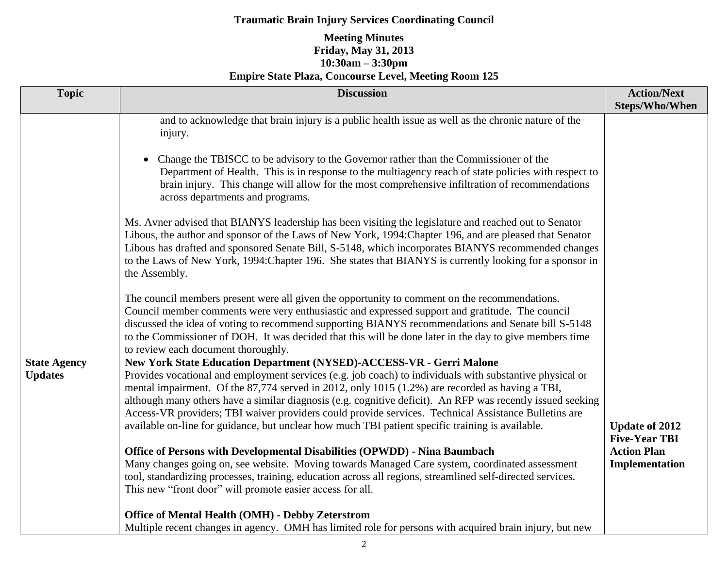**Traumatic Brain Injury Services Coordinating Council**

**Meeting Minutes**
**Friday, May 31, 2013**
**10:30am – 3:30pm**
**Empire State Plaza, Concourse Level, Meeting Room 125**

| Topic | Discussion | Action/Next Steps/Who/When |
|---|---|---|
| | and to acknowledge that brain injury is a public health issue as well as the chronic nature of the injury.<br><br>• Change the TBISCC to be advisory to the Governor rather than the Commissioner of the Department of Health. This is in response to the multiagency reach of state policies with respect to brain injury. This change will allow for the most comprehensive infiltration of recommendations across departments and programs.<br><br>Ms. Avner advised that BIANYS leadership has been visiting the legislature and reached out to Senator Libous, the author and sponsor of the Laws of New York, 1994:Chapter 196, and are pleased that Senator Libous has drafted and sponsored Senate Bill, S-5148, which incorporates BIANYS recommended changes to the Laws of New York, 1994:Chapter 196. She states that BIANYS is currently looking for a sponsor in the Assembly.<br><br>The council members present were all given the opportunity to comment on the recommendations. Council member comments were very enthusiastic and expressed support and gratitude. The council discussed the idea of voting to recommend supporting BIANYS recommendations and Senate bill S-5148 to the Commissioner of DOH. It was decided that this will be done later in the day to give members time to review each document thoroughly. | |
| **State Agency Updates** | **New York State Education Department (NYSED)-ACCESS-VR - Gerri Malone**<br>Provides vocational and employment services (e.g. job coach) to individuals with substantive physical or mental impairment. Of the 87,774 served in 2012, only 1015 (1.2%) are recorded as having a TBI, although many others have a similar diagnosis (e.g. cognitive deficit). An RFP was recently issued seeking Access-VR providers; TBI waiver providers could provide services. Technical Assistance Bulletins are available on-line for guidance, but unclear how much TBI patient specific training is available.<br><br>**Office of Persons with Developmental Disabilities (OPWDD) - Nina Baumbach**<br>Many changes going on, see website. Moving towards Managed Care system, coordinated assessment tool, standardizing processes, training, education across all regions, streamlined self-directed services. This new "front door" will promote easier access for all.<br><br>**Office of Mental Health (OMH) - Debby Zeterstrom**<br>Multiple recent changes in agency. OMH has limited role for persons with acquired brain injury, but new | **Update of 2012 Five-Year TBI Action Plan Implementation** |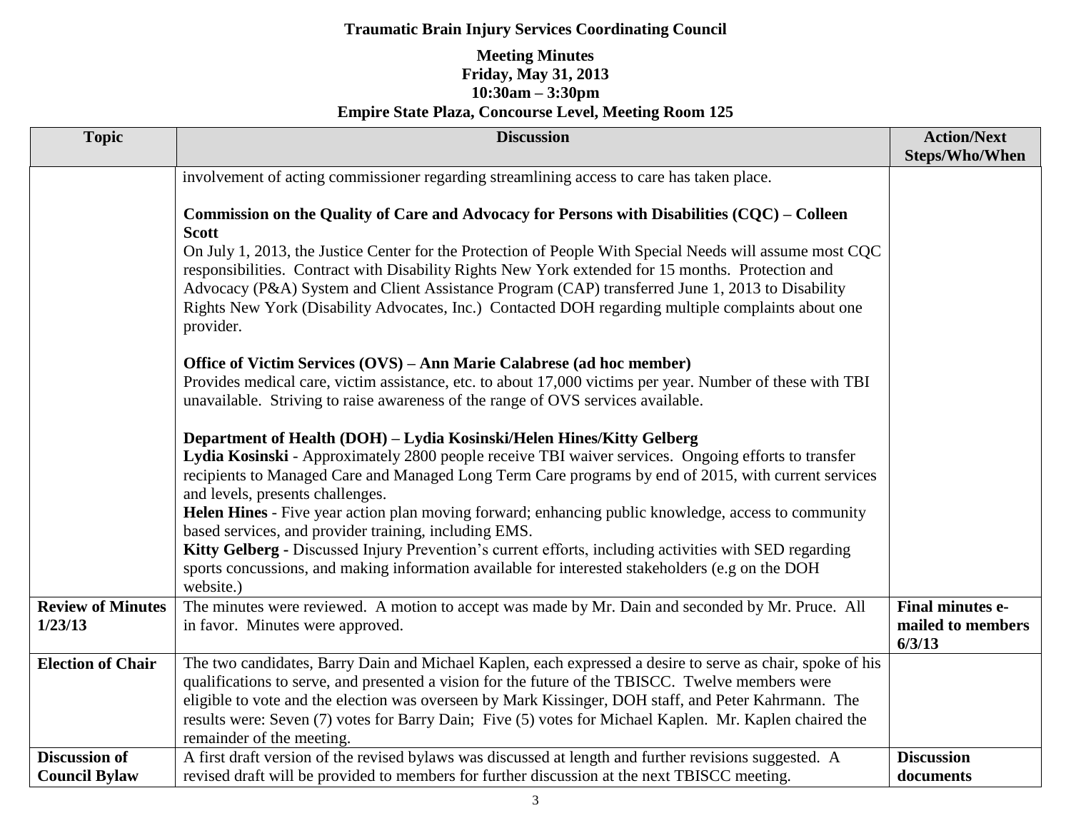**Traumatic Brain Injury Services Coordinating Council**

**Meeting Minutes**
**Friday, May 31, 2013**
**10:30am – 3:30pm**
**Empire State Plaza, Concourse Level, Meeting Room 125**

| Topic | Discussion | Action/Next Steps/Who/When |
|---|---|---|
| | involvement of acting commissioner regarding streamlining access to care has taken place.<br><br>**Commission on the Quality of Care and Advocacy for Persons with Disabilities (CQC) – Colleen Scott**<br>On July 1, 2013, the Justice Center for the Protection of People With Special Needs will assume most CQC responsibilities. Contract with Disability Rights New York extended for 15 months. Protection and Advocacy (P&A) System and Client Assistance Program (CAP) transferred June 1, 2013 to Disability Rights New York (Disability Advocates, Inc.) Contacted DOH regarding multiple complaints about one provider.<br><br>**Office of Victim Services (OVS) – Ann Marie Calabrese (ad hoc member)**<br>Provides medical care, victim assistance, etc. to about 17,000 victims per year. Number of these with TBI unavailable. Striving to raise awareness of the range of OVS services available.<br><br>**Department of Health (DOH) – Lydia Kosinski/Helen Hines/Kitty Gelberg**<br>**Lydia Kosinski** - Approximately 2800 people receive TBI waiver services. Ongoing efforts to transfer recipients to Managed Care and Managed Long Term Care programs by end of 2015, with current services and levels, presents challenges.<br>**Helen Hines** - Five year action plan moving forward; enhancing public knowledge, access to community based services, and provider training, including EMS.<br>**Kitty Gelberg -** Discussed Injury Prevention's current efforts, including activities with SED regarding sports concussions, and making information available for interested stakeholders (e.g on the DOH website.) | |
| **Review of Minutes 1/23/13** | The minutes were reviewed. A motion to accept was made by Mr. Dain and seconded by Mr. Pruce. All in favor. Minutes were approved. | **Final minutes e-mailed to members 6/3/13** |
| **Election of Chair** | The two candidates, Barry Dain and Michael Kaplen, each expressed a desire to serve as chair, spoke of his qualifications to serve, and presented a vision for the future of the TBISCC. Twelve members were eligible to vote and the election was overseen by Mark Kissinger, DOH staff, and Peter Kahrmann. The results were: Seven (7) votes for Barry Dain; Five (5) votes for Michael Kaplen. Mr. Kaplen chaired the remainder of the meeting. | |
| **Discussion of Council Bylaw** | A first draft version of the revised bylaws was discussed at length and further revisions suggested. A revised draft will be provided to members for further discussion at the next TBISCC meeting. | **Discussion documents** |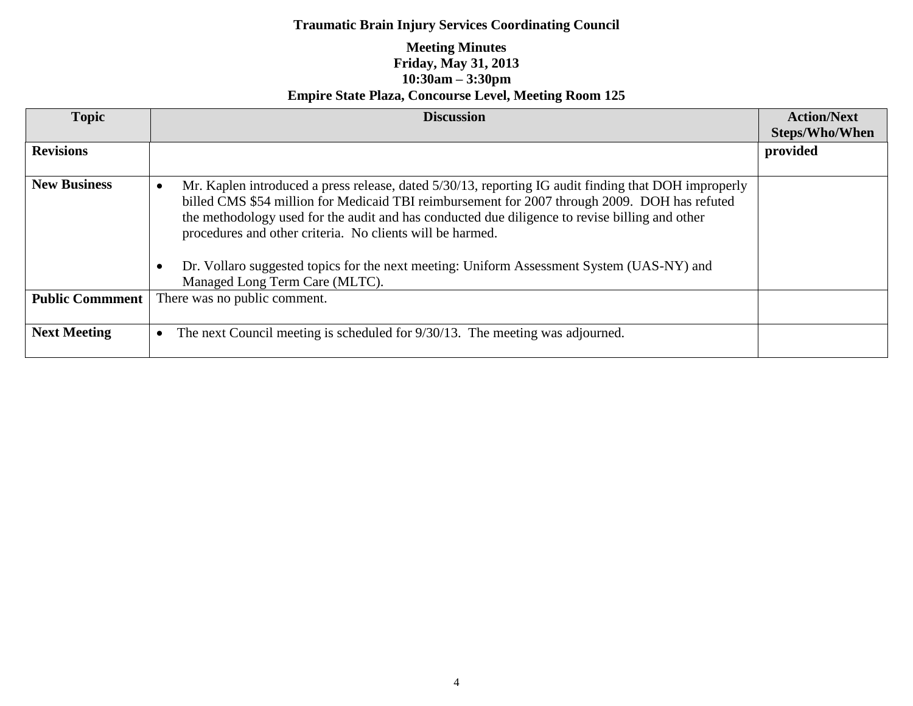**Traumatic Brain Injury Services Coordinating Council**

**Meeting Minutes**
**Friday, May 31, 2013**
**10:30am – 3:30pm**
**Empire State Plaza, Concourse Level, Meeting Room 125**

| Topic | Discussion | Action/Next Steps/Who/When |
|---|---|---|
| **Revisions** | | **provided** |
| **New Business** | • Mr. Kaplen introduced a press release, dated 5/30/13, reporting IG audit finding that DOH improperly billed CMS $54 million for Medicaid TBI reimbursement for 2007 through 2009. DOH has refuted the methodology used for the audit and has conducted due diligence to revise billing and other procedures and other criteria. No clients will be harmed.<br><br>• Dr. Vollaro suggested topics for the next meeting: Uniform Assessment System (UAS-NY) and Managed Long Term Care (MLTC). | |
| **Public Commment** | There was no public comment. | |
| **Next Meeting** | • The next Council meeting is scheduled for 9/30/13. The meeting was adjourned. | |